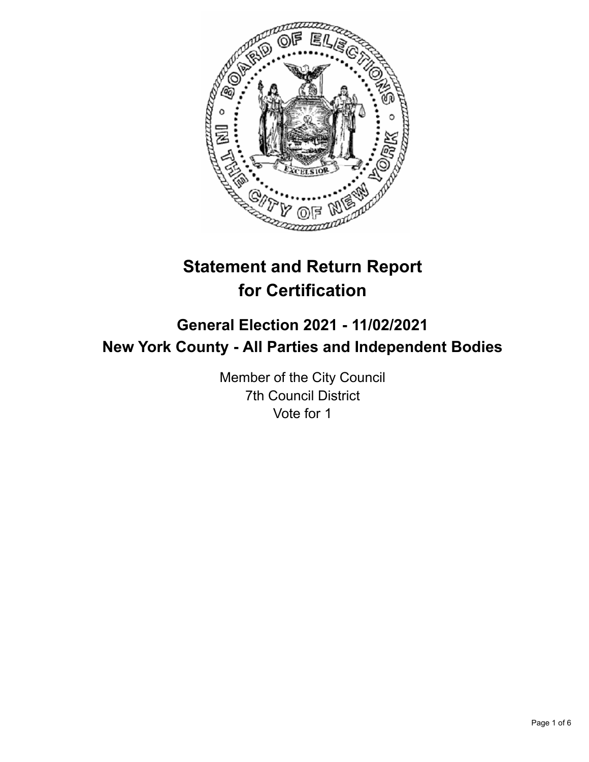# Statement and Return Report for Certification

## General Election 2021 - 11/02/2021
## New York County - All Parties and Independent Bodies

Member of the City Council
7th Council District
Vote for 1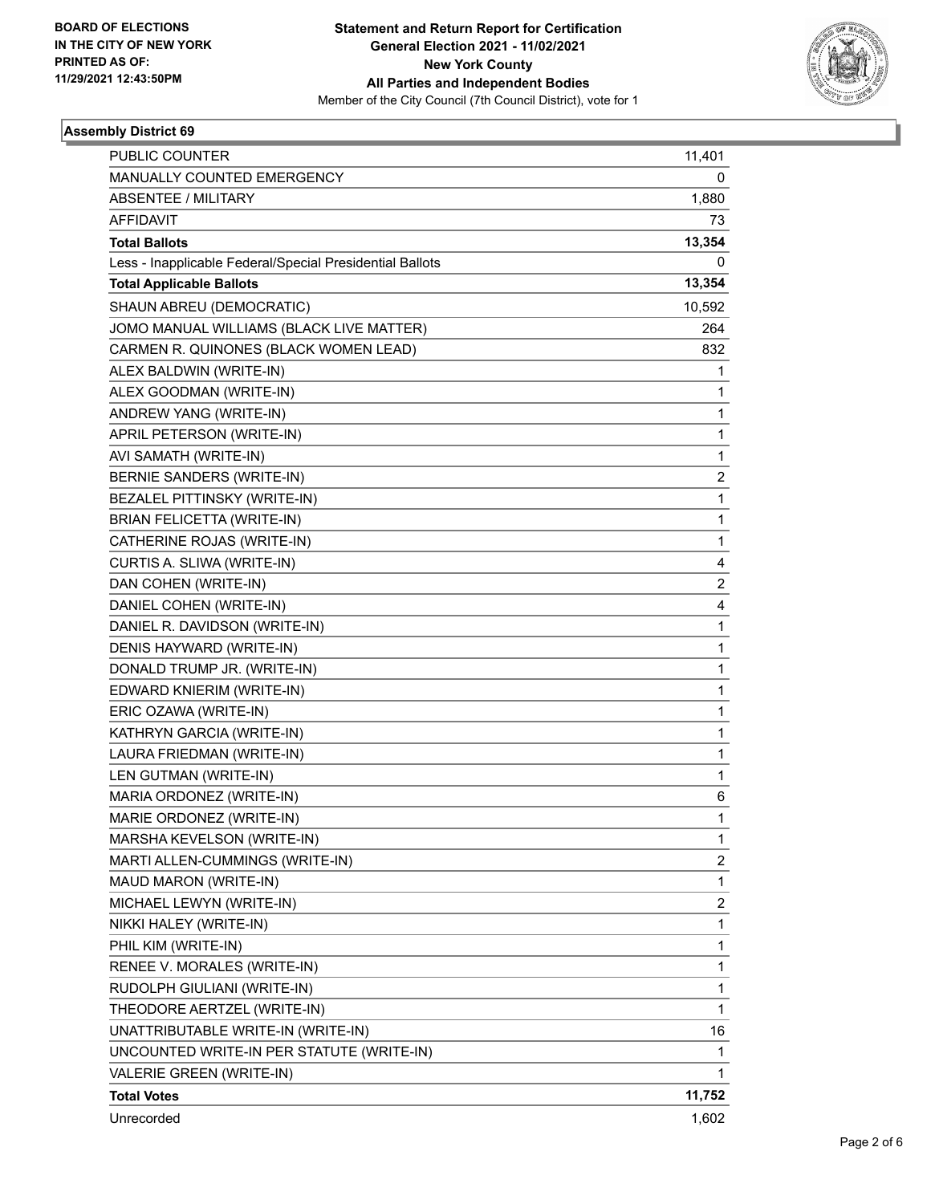**BOARD OF ELECTIONS IN THE CITY OF NEW YORK PRINTED AS OF: 11/29/2021 12:43:50PM**

**Statement and Return Report for Certification General Election 2021 - 11/02/2021 New York County All Parties and Independent Bodies**

Member of the City Council (7th Council District), vote for 1

### Assembly District 69

| | |
|---|---|
| PUBLIC COUNTER | 11,401 |
| MANUALLY COUNTED EMERGENCY | 0 |
| ABSENTEE / MILITARY | 1,880 |
| AFFIDAVIT | 73 |
| **Total Ballots** | **13,354** |
| Less - Inapplicable Federal/Special Presidential Ballots | 0 |
| **Total Applicable Ballots** | **13,354** |
| SHAUN ABREU (DEMOCRATIC) | 10,592 |
| JOMO MANUAL WILLIAMS (BLACK LIVE MATTER) | 264 |
| CARMEN R. QUINONES (BLACK WOMEN LEAD) | 832 |
| ALEX BALDWIN (WRITE-IN) | 1 |
| ALEX GOODMAN (WRITE-IN) | 1 |
| ANDREW YANG (WRITE-IN) | 1 |
| APRIL PETERSON (WRITE-IN) | 1 |
| AVI SAMATH (WRITE-IN) | 1 |
| BERNIE SANDERS (WRITE-IN) | 2 |
| BEZALEL PITTINSKY (WRITE-IN) | 1 |
| BRIAN FELICETTA (WRITE-IN) | 1 |
| CATHERINE ROJAS (WRITE-IN) | 1 |
| CURTIS A. SLIWA (WRITE-IN) | 4 |
| DAN COHEN (WRITE-IN) | 2 |
| DANIEL COHEN (WRITE-IN) | 4 |
| DANIEL R. DAVIDSON (WRITE-IN) | 1 |
| DENIS HAYWARD (WRITE-IN) | 1 |
| DONALD TRUMP JR. (WRITE-IN) | 1 |
| EDWARD KNIERIM (WRITE-IN) | 1 |
| ERIC OZAWA (WRITE-IN) | 1 |
| KATHRYN GARCIA (WRITE-IN) | 1 |
| LAURA FRIEDMAN (WRITE-IN) | 1 |
| LEN GUTMAN (WRITE-IN) | 1 |
| MARIA ORDONEZ (WRITE-IN) | 6 |
| MARIE ORDONEZ (WRITE-IN) | 1 |
| MARSHA KEVELSON (WRITE-IN) | 1 |
| MARTI ALLEN-CUMMINGS (WRITE-IN) | 2 |
| MAUD MARON (WRITE-IN) | 1 |
| MICHAEL LEWYN (WRITE-IN) | 2 |
| NIKKI HALEY (WRITE-IN) | 1 |
| PHIL KIM (WRITE-IN) | 1 |
| RENEE V. MORALES (WRITE-IN) | 1 |
| RUDOLPH GIULIANI (WRITE-IN) | 1 |
| THEODORE AERTZEL (WRITE-IN) | 1 |
| UNATTRIBUTABLE WRITE-IN (WRITE-IN) | 16 |
| UNCOUNTED WRITE-IN PER STATUTE (WRITE-IN) | 1 |
| VALERIE GREEN (WRITE-IN) | 1 |
| **Total Votes** | **11,752** |
| Unrecorded | 1,602 |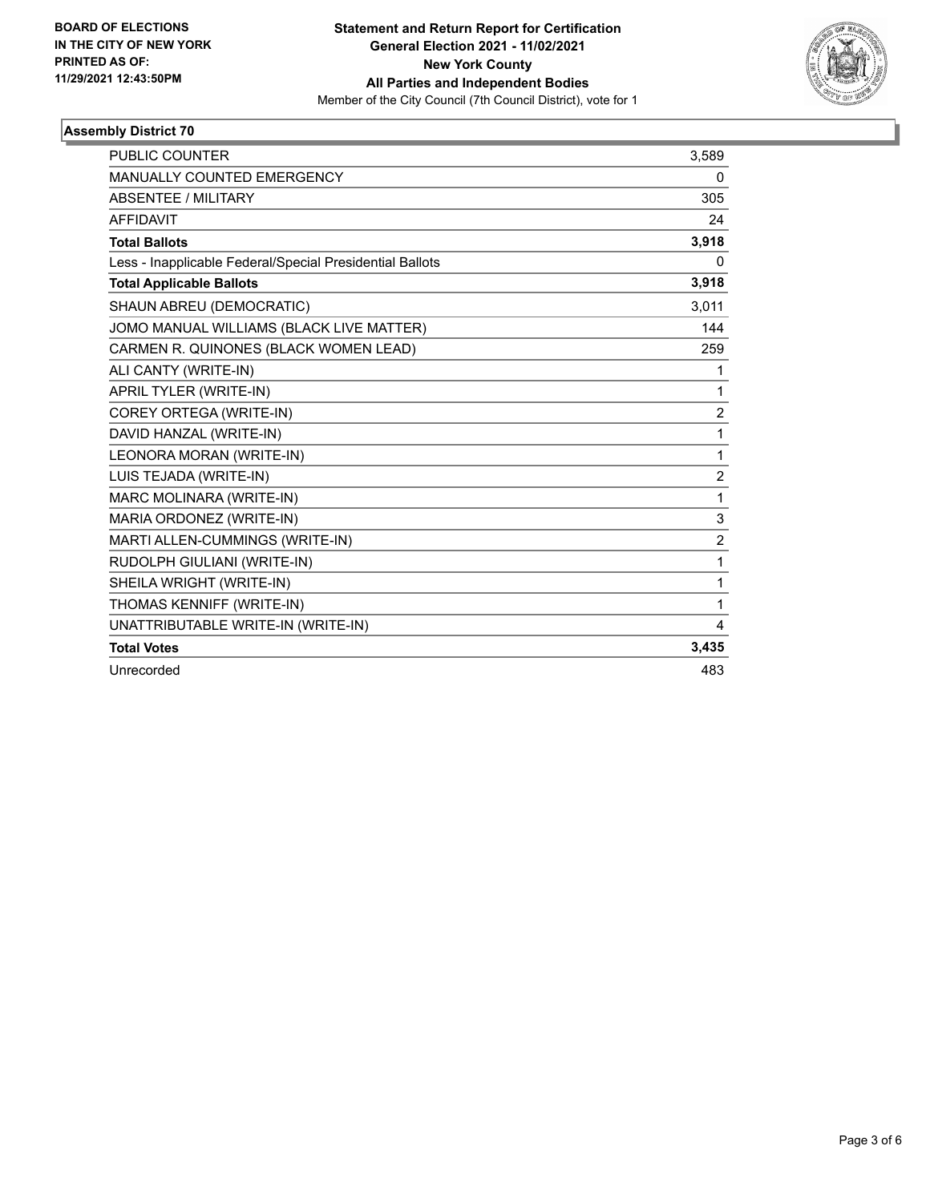**BOARD OF ELECTIONS IN THE CITY OF NEW YORK PRINTED AS OF: 11/29/2021 12:43:50PM**

**Statement and Return Report for Certification**
**General Election 2021 - 11/02/2021**
**New York County**
**All Parties and Independent Bodies**
Member of the City Council (7th Council District), vote for 1

### Assembly District 70

| | |
|---|---|
| PUBLIC COUNTER | 3,589 |
| MANUALLY COUNTED EMERGENCY | 0 |
| ABSENTEE / MILITARY | 305 |
| AFFIDAVIT | 24 |
| **Total Ballots** | **3,918** |
| Less - Inapplicable Federal/Special Presidential Ballots | 0 |
| **Total Applicable Ballots** | **3,918** |
| SHAUN ABREU (DEMOCRATIC) | 3,011 |
| JOMO MANUAL WILLIAMS (BLACK LIVE MATTER) | 144 |
| CARMEN R. QUINONES (BLACK WOMEN LEAD) | 259 |
| ALI CANTY (WRITE-IN) | 1 |
| APRIL TYLER (WRITE-IN) | 1 |
| COREY ORTEGA (WRITE-IN) | 2 |
| DAVID HANZAL (WRITE-IN) | 1 |
| LEONORA MORAN (WRITE-IN) | 1 |
| LUIS TEJADA (WRITE-IN) | 2 |
| MARC MOLINARA (WRITE-IN) | 1 |
| MARIA ORDONEZ (WRITE-IN) | 3 |
| MARTI ALLEN-CUMMINGS (WRITE-IN) | 2 |
| RUDOLPH GIULIANI (WRITE-IN) | 1 |
| SHEILA WRIGHT (WRITE-IN) | 1 |
| THOMAS KENNIFF (WRITE-IN) | 1 |
| UNATTRIBUTABLE WRITE-IN (WRITE-IN) | 4 |
| **Total Votes** | **3,435** |
| Unrecorded | 483 |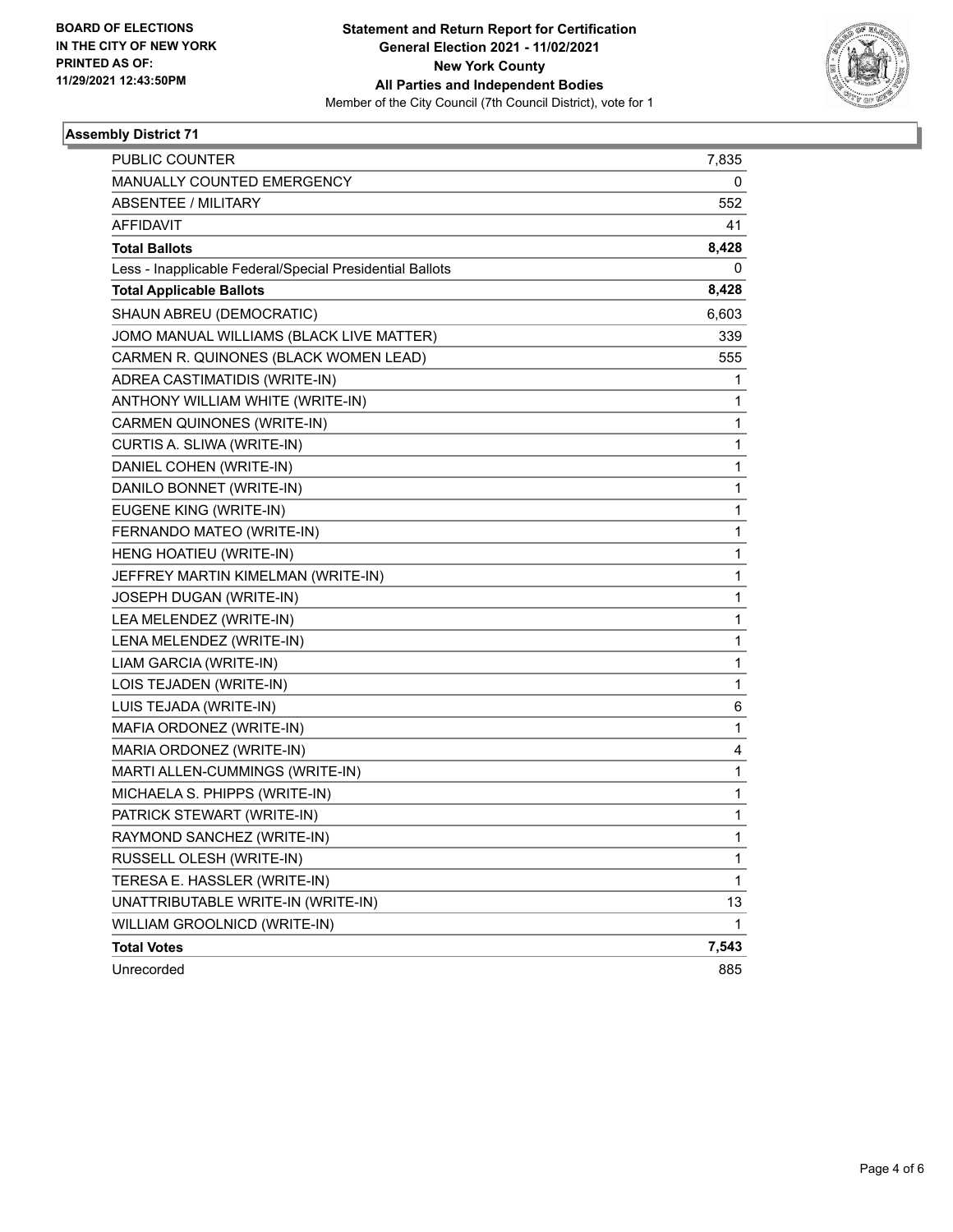BOARD OF ELECTIONS
IN THE CITY OF NEW YORK
PRINTED AS OF:
11/29/2021 12:43:50PM

**Statement and Return Report for Certification**
**General Election 2021 - 11/02/2021**
**New York County**
**All Parties and Independent Bodies**
Member of the City Council (7th Council District), vote for 1

### Assembly District 71

| | |
|---|---|
| PUBLIC COUNTER | 7,835 |
| MANUALLY COUNTED EMERGENCY | 0 |
| ABSENTEE / MILITARY | 552 |
| AFFIDAVIT | 41 |
| **Total Ballots** | **8,428** |
| Less - Inapplicable Federal/Special Presidential Ballots | 0 |
| **Total Applicable Ballots** | **8,428** |
| SHAUN ABREU (DEMOCRATIC) | 6,603 |
| JOMO MANUAL WILLIAMS (BLACK LIVE MATTER) | 339 |
| CARMEN R. QUINONES (BLACK WOMEN LEAD) | 555 |
| ADREA CASTIMATIDIS (WRITE-IN) | 1 |
| ANTHONY WILLIAM WHITE (WRITE-IN) | 1 |
| CARMEN QUINONES (WRITE-IN) | 1 |
| CURTIS A. SLIWA (WRITE-IN) | 1 |
| DANIEL COHEN (WRITE-IN) | 1 |
| DANILO BONNET (WRITE-IN) | 1 |
| EUGENE KING (WRITE-IN) | 1 |
| FERNANDO MATEO (WRITE-IN) | 1 |
| HENG HOATIEU (WRITE-IN) | 1 |
| JEFFREY MARTIN KIMELMAN (WRITE-IN) | 1 |
| JOSEPH DUGAN (WRITE-IN) | 1 |
| LEA MELENDEZ (WRITE-IN) | 1 |
| LENA MELENDEZ (WRITE-IN) | 1 |
| LIAM GARCIA (WRITE-IN) | 1 |
| LOIS TEJADEN (WRITE-IN) | 1 |
| LUIS TEJADA (WRITE-IN) | 6 |
| MAFIA ORDONEZ (WRITE-IN) | 1 |
| MARIA ORDONEZ (WRITE-IN) | 4 |
| MARTI ALLEN-CUMMINGS (WRITE-IN) | 1 |
| MICHAELA S. PHIPPS (WRITE-IN) | 1 |
| PATRICK STEWART (WRITE-IN) | 1 |
| RAYMOND SANCHEZ (WRITE-IN) | 1 |
| RUSSELL OLESH (WRITE-IN) | 1 |
| TERESA E. HASSLER (WRITE-IN) | 1 |
| UNATTRIBUTABLE WRITE-IN (WRITE-IN) | 13 |
| WILLIAM GROOLNICD (WRITE-IN) | 1 |
| **Total Votes** | **7,543** |
| Unrecorded | 885 |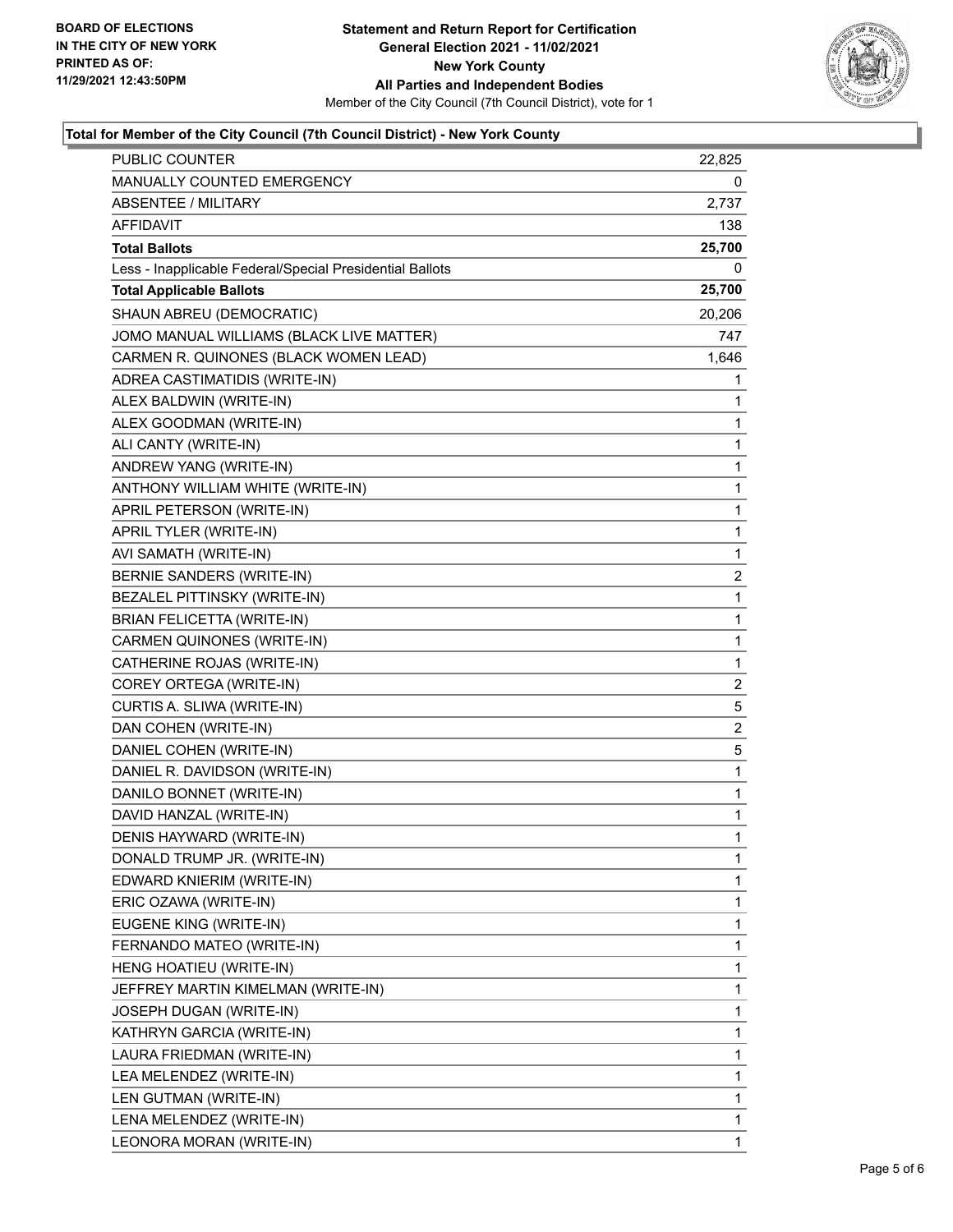BOARD OF ELECTIONS
IN THE CITY OF NEW YORK
PRINTED AS OF:
11/29/2021 12:43:50PM

**Statement and Return Report for Certification**
**General Election 2021 - 11/02/2021**
**New York County**
**All Parties and Independent Bodies**
Member of the City Council (7th Council District), vote for 1

### Total for Member of the City Council (7th Council District) - New York County

| | |
|---|---|
| PUBLIC COUNTER | 22,825 |
| MANUALLY COUNTED EMERGENCY | 0 |
| ABSENTEE / MILITARY | 2,737 |
| AFFIDAVIT | 138 |
| **Total Ballots** | **25,700** |
| Less - Inapplicable Federal/Special Presidential Ballots | 0 |
| **Total Applicable Ballots** | **25,700** |
| SHAUN ABREU (DEMOCRATIC) | 20,206 |
| JOMO MANUAL WILLIAMS (BLACK LIVE MATTER) | 747 |
| CARMEN R. QUINONES (BLACK WOMEN LEAD) | 1,646 |
| ADREA CASTIMATIDIS (WRITE-IN) | 1 |
| ALEX BALDWIN (WRITE-IN) | 1 |
| ALEX GOODMAN (WRITE-IN) | 1 |
| ALI CANTY (WRITE-IN) | 1 |
| ANDREW YANG (WRITE-IN) | 1 |
| ANTHONY WILLIAM WHITE (WRITE-IN) | 1 |
| APRIL PETERSON (WRITE-IN) | 1 |
| APRIL TYLER (WRITE-IN) | 1 |
| AVI SAMATH (WRITE-IN) | 1 |
| BERNIE SANDERS (WRITE-IN) | 2 |
| BEZALEL PITTINSKY (WRITE-IN) | 1 |
| BRIAN FELICETTA (WRITE-IN) | 1 |
| CARMEN QUINONES (WRITE-IN) | 1 |
| CATHERINE ROJAS (WRITE-IN) | 1 |
| COREY ORTEGA (WRITE-IN) | 2 |
| CURTIS A. SLIWA (WRITE-IN) | 5 |
| DAN COHEN (WRITE-IN) | 2 |
| DANIEL COHEN (WRITE-IN) | 5 |
| DANIEL R. DAVIDSON (WRITE-IN) | 1 |
| DANILO BONNET (WRITE-IN) | 1 |
| DAVID HANZAL (WRITE-IN) | 1 |
| DENIS HAYWARD (WRITE-IN) | 1 |
| DONALD TRUMP JR. (WRITE-IN) | 1 |
| EDWARD KNIERIM (WRITE-IN) | 1 |
| ERIC OZAWA (WRITE-IN) | 1 |
| EUGENE KING (WRITE-IN) | 1 |
| FERNANDO MATEO (WRITE-IN) | 1 |
| HENG HOATIEU (WRITE-IN) | 1 |
| JEFFREY MARTIN KIMELMAN (WRITE-IN) | 1 |
| JOSEPH DUGAN (WRITE-IN) | 1 |
| KATHRYN GARCIA (WRITE-IN) | 1 |
| LAURA FRIEDMAN (WRITE-IN) | 1 |
| LEA MELENDEZ (WRITE-IN) | 1 |
| LEN GUTMAN (WRITE-IN) | 1 |
| LENA MELENDEZ (WRITE-IN) | 1 |
| LEONORA MORAN (WRITE-IN) | 1 |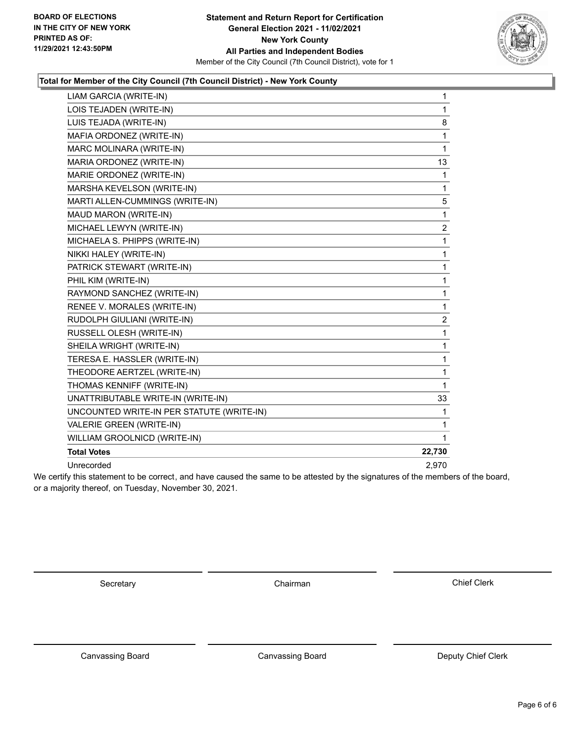**BOARD OF ELECTIONS IN THE CITY OF NEW YORK PRINTED AS OF: 11/29/2021 12:43:50PM**

**Statement and Return Report for Certification General Election 2021 - 11/02/2021 New York County All Parties and Independent Bodies**

Member of the City Council (7th Council District), vote for 1

### Total for Member of the City Council (7th Council District) - New York County

| | |
|---|---|
| LIAM GARCIA (WRITE-IN) | 1 |
| LOIS TEJADEN (WRITE-IN) | 1 |
| LUIS TEJADA (WRITE-IN) | 8 |
| MAFIA ORDONEZ (WRITE-IN) | 1 |
| MARC MOLINARA (WRITE-IN) | 1 |
| MARIA ORDONEZ (WRITE-IN) | 13 |
| MARIE ORDONEZ (WRITE-IN) | 1 |
| MARSHA KEVELSON (WRITE-IN) | 1 |
| MARTI ALLEN-CUMMINGS (WRITE-IN) | 5 |
| MAUD MARON (WRITE-IN) | 1 |
| MICHAEL LEWYN (WRITE-IN) | 2 |
| MICHAELA S. PHIPPS (WRITE-IN) | 1 |
| NIKKI HALEY (WRITE-IN) | 1 |
| PATRICK STEWART (WRITE-IN) | 1 |
| PHIL KIM (WRITE-IN) | 1 |
| RAYMOND SANCHEZ (WRITE-IN) | 1 |
| RENEE V. MORALES (WRITE-IN) | 1 |
| RUDOLPH GIULIANI (WRITE-IN) | 2 |
| RUSSELL OLESH (WRITE-IN) | 1 |
| SHEILA WRIGHT (WRITE-IN) | 1 |
| TERESA E. HASSLER (WRITE-IN) | 1 |
| THEODORE AERTZEL (WRITE-IN) | 1 |
| THOMAS KENNIFF (WRITE-IN) | 1 |
| UNATTRIBUTABLE WRITE-IN (WRITE-IN) | 33 |
| UNCOUNTED WRITE-IN PER STATUTE (WRITE-IN) | 1 |
| VALERIE GREEN (WRITE-IN) | 1 |
| WILLIAM GROOLNICD (WRITE-IN) | 1 |
| **Total Votes** | **22,730** |
| Unrecorded | 2,970 |

We certify this statement to be correct, and have caused the same to be attested by the signatures of the members of the board, or a majority thereof, on Tuesday, November 30, 2021.

Secretary

Chairman

Chief Clerk

Canvassing Board

Canvassing Board

Deputy Chief Clerk